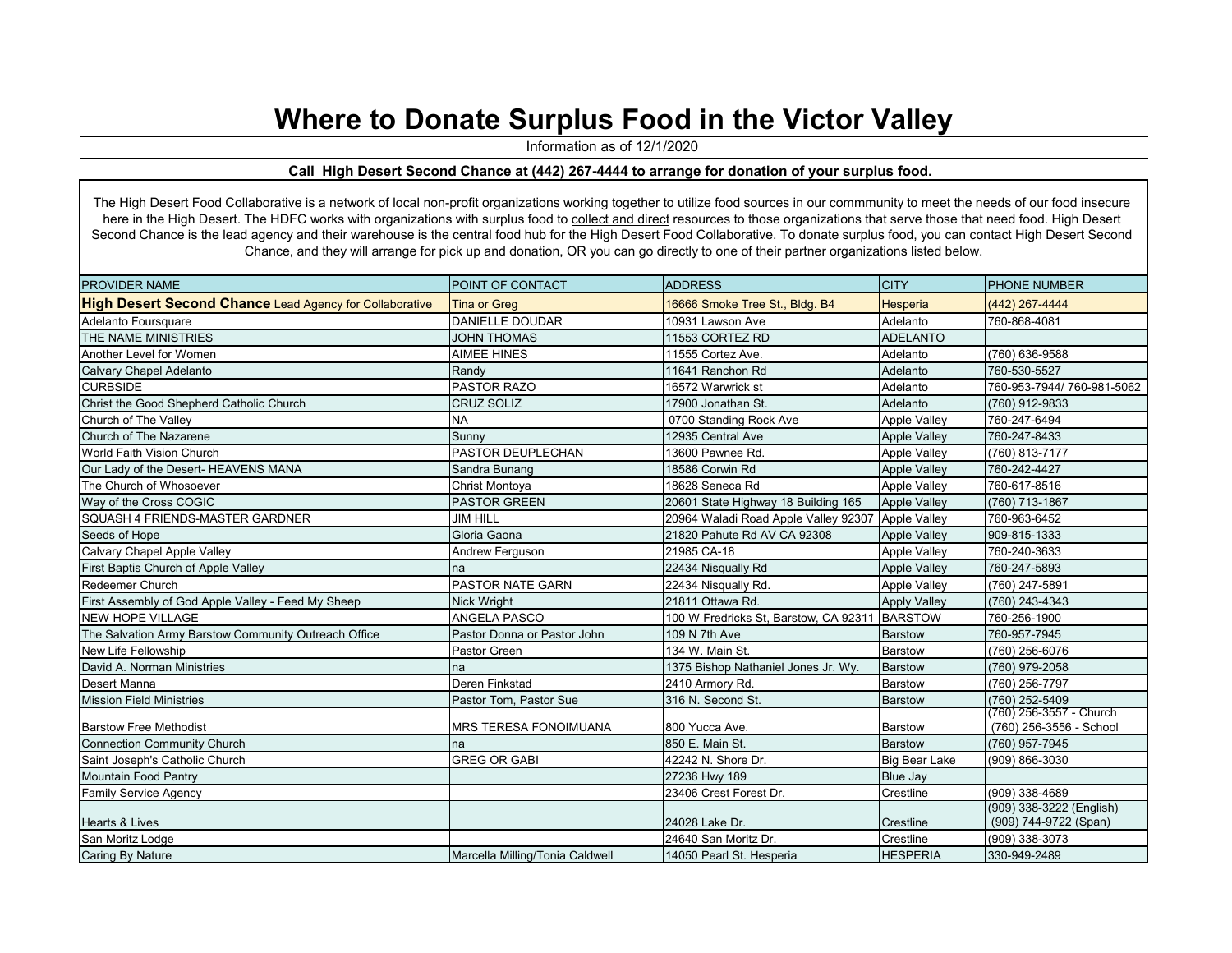# Where to Donate Surplus Food in the Victor Valley

Information as of 12/1/2020

**Call High Desert Second Chance at (442) 267-4444 to arrange for donation of your surplus food.**

The High Desert Food Collaborative is a network of local non-profit organizations working together to utilize food sources in our commmunity to meet the needs of our food insecure here in the High Desert. The HDFC works with organizations with surplus food to collect and direct resources to those organizations that serve those that need food. High Desert Second Chance is the lead agency and their warehouse is the central food hub for the High Desert Food Collaborative. To donate surplus food, you can contact High Desert Second Chance, and they will arrange for pick up and donation, OR you can go directly to one of their partner organizations listed below.

| PROVIDER NAME | POINT OF CONTACT | ADDRESS | CITY | PHONE NUMBER |
|---|---|---|---|---|
| **High Desert Second Chance** Lead Agency for Collaborative | Tina or Greg | 16666 Smoke Tree St., Bldg. B4 | Hesperia | (442) 267-4444 |
| Adelanto Foursquare | DANIELLE DOUDAR | 10931 Lawson Ave | Adelanto | 760-868-4081 |
| THE NAME MINISTRIES | JOHN THOMAS | 11553 CORTEZ RD | ADELANTO | |
| Another Level for Women | AIMEE HINES | 11555 Cortez Ave. | Adelanto | (760) 636-9588 |
| Calvary Chapel Adelanto | Randy | 11641 Ranchon Rd | Adelanto | 760-530-5527 |
| CURBSIDE | PASTOR RAZO | 16572 Warwrick st | Adelanto | 760-953-7944/ 760-981-5062 |
| Christ the Good Shepherd Catholic Church | CRUZ SOLIZ | 17900 Jonathan St. | Adelanto | (760) 912-9833 |
| Church of The Valley | NA | 0700 Standing Rock Ave | Apple Valley | 760-247-6494 |
| Church of The Nazarene | Sunny | 12935 Central Ave | Apple Valley | 760-247-8433 |
| World Faith Vision Church | PASTOR DEUPLECHAN | 13600 Pawnee Rd. | Apple Valley | (760) 813-7177 |
| Our Lady of the Desert- HEAVENS MANA | Sandra Bunang | 18586 Corwin Rd | Apple Valley | 760-242-4427 |
| The Church of Whosoever | Christ Montoya | 18628 Seneca Rd | Apple Valley | 760-617-8516 |
| Way of the Cross COGIC | PASTOR GREEN | 20601 State Highway 18 Building 165 | Apple Valley | (760) 713-1867 |
| SQUASH 4 FRIENDS-MASTER GARDNER | JIM HILL | 20964 Waladi Road Apple Valley 92307 | Apple Valley | 760-963-6452 |
| Seeds of Hope | Gloria Gaona | 21820 Pahute Rd AV CA 92308 | Apple Valley | 909-815-1333 |
| Calvary Chapel Apple Valley | Andrew Ferguson | 21985 CA-18 | Apple Valley | 760-240-3633 |
| First Baptis Church of Apple Valley | na | 22434 Nisqually Rd | Apple Valley | 760-247-5893 |
| Redeemer Church | PASTOR NATE GARN | 22434 Nisqually Rd. | Apple Valley | (760) 247-5891 |
| First Assembly of God Apple Valley - Feed My Sheep | Nick Wright | 21811 Ottawa Rd. | Apply Valley | (760) 243-4343 |
| NEW HOPE VILLAGE | ANGELA PASCO | 100 W Fredricks St, Barstow, CA 92311 | BARSTOW | 760-256-1900 |
| The Salvation Army Barstow Community Outreach Office | Pastor Donna or Pastor John | 109 N 7th Ave | Barstow | 760-957-7945 |
| New Life Fellowship | Pastor Green | 134 W. Main St. | Barstow | (760) 256-6076 |
| David A. Norman Ministries | na | 1375 Bishop Nathaniel Jones Jr. Wy. | Barstow | (760) 979-2058 |
| Desert Manna | Deren Finkstad | 2410 Armory Rd. | Barstow | (760) 256-7797 |
| Mission Field Ministries | Pastor Tom, Pastor Sue | 316 N. Second St. | Barstow | (760) 252-5409 |
| Barstow Free Methodist | MRS TERESA FONOIMUANA | 800 Yucca Ave. | Barstow | (760) 256-3557 - Church (760) 256-3556 - School |
| Connection Community Church | na | 850 E. Main St. | Barstow | (760) 957-7945 |
| Saint Joseph's Catholic Church | GREG OR GABI | 42242 N. Shore Dr. | Big Bear Lake | (909) 866-3030 |
| Mountain Food Pantry | | 27236 Hwy 189 | Blue Jay | |
| Family Service Agency | | 23406 Crest Forest Dr. | Crestline | (909) 338-4689 |
| Hearts & Lives | | 24028 Lake Dr. | Crestline | (909) 338-3222 (English) (909) 744-9722 (Span) |
| San Moritz Lodge | | 24640 San Moritz Dr. | Crestline | (909) 338-3073 |
| Caring By Nature | Marcella Milling/Tonia Caldwell | 14050 Pearl St. Hesperia | HESPERIA | 330-949-2489 |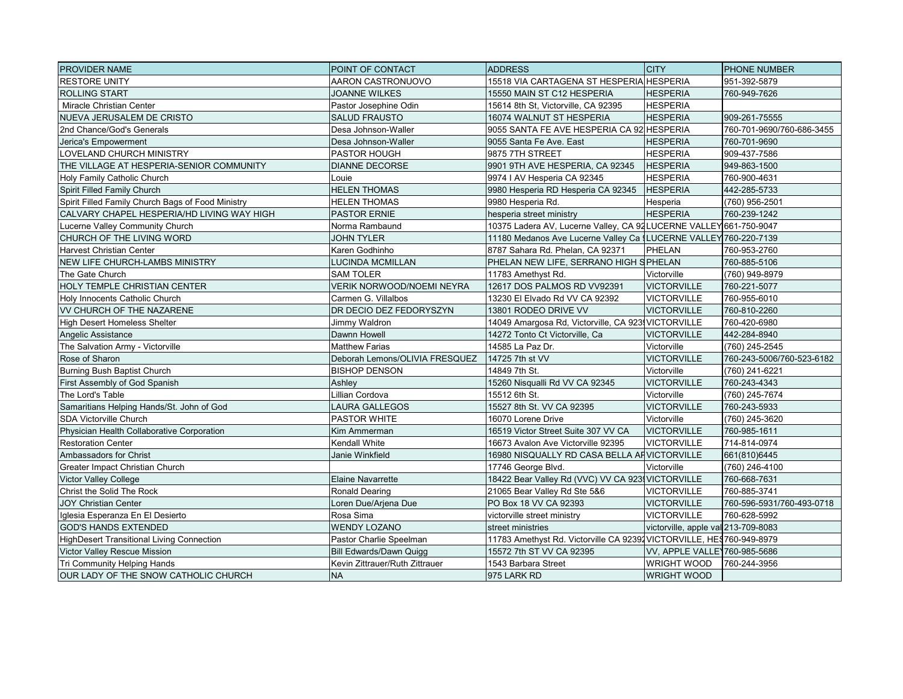| PROVIDER NAME | POINT OF CONTACT | ADDRESS | CITY | PHONE NUMBER |
|---|---|---|---|---|
| RESTORE UNITY | AARON CASTRONUOVO | 15518 VIA CARTAGENA ST HESPERIA | HESPERIA | 951-392-5879 |
| ROLLING START | JOANNE WILKES | 15550 MAIN ST C12 HESPERIA | HESPERIA | 760-949-7626 |
| Miracle Christian Center | Pastor Josephine Odin | 15614 8th St, Victorville, CA 92395 | HESPERIA | |
| NUEVA JERUSALEM DE CRISTO | SALUD FRAUSTO | 16074 WALNUT ST HESPERIA | HESPERIA | 909-261-75555 |
| 2nd Chance/God's Generals | Desa Johnson-Waller | 9055 SANTA FE AVE HESPERIA CA 92 | HESPERIA | 760-701-9690/760-686-3455 |
| Jerica's Empowerment | Desa Johnson-Waller | 9055 Santa Fe Ave. East | HESPERIA | 760-701-9690 |
| LOVELAND CHURCH MINISTRY | PASTOR HOUGH | 9875 7TH STREET | HESPERIA | 909-437-7586 |
| THE VILLAGE AT HESPERIA-SENIOR COMMUNITY | DIANNE DECORSE | 9901 9TH AVE HESPERIA, CA 92345 | HESPERIA | 949-863-1500 |
| Holy Family Catholic Church | Louie | 9974 I AV Hesperia CA 92345 | HESPERIA | 760-900-4631 |
| Spirit Filled Family Church | HELEN THOMAS | 9980 Hesperia RD Hesperia CA 92345 | HESPERIA | 442-285-5733 |
| Spirit Filled Family Church Bags of Food Ministry | HELEN THOMAS | 9980 Hesperia Rd. | Hesperia | (760) 956-2501 |
| CALVARY CHAPEL HESPERIA/HD LIVING WAY HIGH | PASTOR ERNIE | hesperia street ministry | HESPERIA | 760-239-1242 |
| Lucerne Valley Community Church | Norma Rambaund | 10375 Ladera AV, Lucerne Valley, CA 92 | LUCERNE VALLEY | 661-750-9047 |
| CHURCH OF THE LIVING WORD | JOHN TYLER | 11180 Medanos Ave Lucerne Valley Ca 9 | LUCERNE VALLEY | 760-220-7139 |
| Harvest Christian Center | Karen Godhinho | 8787 Sahara Rd. Phelan, CA 92371 | PHELAN | 760-953-2760 |
| NEW LIFE CHURCH-LAMBS MINISTRY | LUCINDA MCMILLAN | PHELAN NEW LIFE, SERRANO HIGH S | PHELAN | 760-885-5106 |
| The Gate Church | SAM TOLER | 11783 Amethyst Rd. | Victorville | (760) 949-8979 |
| HOLY TEMPLE CHRISTIAN CENTER | VERIK NORWOOD/NOEMI NEYRA | 12617 DOS PALMOS RD VV92391 | VICTORVILLE | 760-221-5077 |
| Holy Innocents Catholic Church | Carmen G. Villalbos | 13230 El Elvado Rd VV CA 92392 | VICTORVILLE | 760-955-6010 |
| VV CHURCH OF THE NAZARENE | DR DECIO DEZ FEDORYSZYN | 13801 RODEO DRIVE VV | VICTORVILLE | 760-810-2260 |
| High Desert Homeless Shelter | Jimmy Waldron | 14049 Amargosa Rd, Victorville, CA 923 | VICTORVILLE | 760-420-6980 |
| Angelic Assistance | Dawnn Howell | 14272 Tonto Ct Victorville, Ca | VICTORVILLE | 442-284-8940 |
| The Salvation Army - Victorville | Matthew Farias | 14585 La Paz Dr. | Victorville | (760) 245-2545 |
| Rose of Sharon | Deborah Lemons/OLIVIA FRESQUEZ | 14725 7th st VV | VICTORVILLE | 760-243-5006/760-523-6182 |
| Burning Bush Baptist Church | BISHOP DENSON | 14849 7th St. | Victorville | (760) 241-6221 |
| First Assembly of God Spanish | Ashley | 15260 Nisqualli Rd VV CA 92345 | VICTORVILLE | 760-243-4343 |
| The Lord's Table | Lillian Cordova | 15512 6th St. | Victorville | (760) 245-7674 |
| Samaritians Helping Hands/St. John of God | LAURA GALLEGOS | 15527 8th St. VV CA 92395 | VICTORVILLE | 760-243-5933 |
| SDA Victorville Church | PASTOR WHITE | 16070 Lorene Drive | Victorville | (760) 245-3620 |
| Physician Health Collaborative Corporation | Kim Ammerman | 16519 Victor Street Suite 307 VV CA | VICTORVILLE | 760-985-1611 |
| Restoration Center | Kendall White | 16673 Avalon Ave Victorville 92395 | VICTORVILLE | 714-814-0974 |
| Ambassadors for Christ | Janie Winkfield | 16980 NISQUALLY RD CASA BELLA AF | VICTORVILLE | 661(810)6445 |
| Greater Impact Christian Church | | 17746 George Blvd. | Victorville | (760) 246-4100 |
| Victor Valley College | Elaine Navarrette | 18422 Bear Valley Rd (VVC) VV CA 923 | VICTORVILLE | 760-668-7631 |
| Christ the Solid The Rock | Ronald Dearing | 21065 Bear Valley Rd Ste 5&6 | VICTORVILLE | 760-885-3741 |
| JOY Christian Center | Loren Due/Arjena Due | PO Box 18 VV CA 92393 | VICTORVILLE | 760-596-5931/760-493-0718 |
| Iglesia Esperanza En El Desierto | Rosa Sima | victorville street ministry | VICTORVILLE | 760-628-5992 |
| GOD'S HANDS EXTENDED | WENDY LOZANO | street ministries | victorville, apple val | 213-709-8083 |
| HighDesert Transitional Living Connection | Pastor Charlie Speelman | 11783 Amethyst Rd. Victorville CA 92392 | VICTORVILLE, HES | 760-949-8979 |
| Victor Valley Rescue Mission | Bill Edwards/Dawn Quigg | 15572 7th ST VV CA 92395 | VV, APPLE VALLEY | 760-985-5686 |
| Tri Community Helping Hands | Kevin Zittrauer/Ruth Zittrauer | 1543 Barbara Street | WRIGHT WOOD | 760-244-3956 |
| OUR LADY OF THE SNOW CATHOLIC CHURCH | NA | 975 LARK RD | WRIGHT WOOD | |